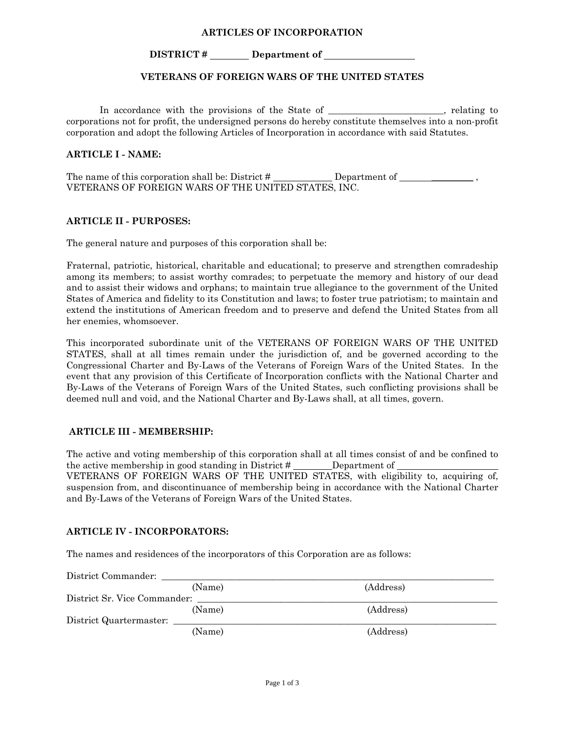# ARTICLES OF INCORPORATION

## DISTRICT # ________ Department of ___________________

## VETERANS OF FOREIGN WARS OF THE UNITED STATES

In accordance with the provisions of the State of _________________________, relating to corporations not for profit, the undersigned persons do hereby constitute themselves into a non-profit corporation and adopt the following Articles of Incorporation in accordance with said Statutes.

### ARTICLE I - NAME:

The name of this corporation shall be: District # ____________ Department of _________________ , VETERANS OF FOREIGN WARS OF THE UNITED STATES, INC.

### ARTICLE II - PURPOSES:

The general nature and purposes of this corporation shall be:

Fraternal, patriotic, historical, charitable and educational; to preserve and strengthen comradeship among its members; to assist worthy comrades; to perpetuate the memory and history of our dead and to assist their widows and orphans; to maintain true allegiance to the government of the United States of America and fidelity to its Constitution and laws; to foster true patriotism; to maintain and extend the institutions of American freedom and to preserve and defend the United States from all her enemies, whomsoever.

This incorporated subordinate unit of the VETERANS OF FOREIGN WARS OF THE UNITED STATES, shall at all times remain under the jurisdiction of, and be governed according to the Congressional Charter and By-Laws of the Veterans of Foreign Wars of the United States. In the event that any provision of this Certificate of Incorporation conflicts with the National Charter and By-Laws of the Veterans of Foreign Wars of the United States, such conflicting provisions shall be deemed null and void, and the National Charter and By-Laws shall, at all times, govern.

### ARTICLE III - MEMBERSHIP:

The active and voting membership of this corporation shall at all times consist of and be confined to the active membership in good standing in District # ________Department of _____________________ VETERANS OF FOREIGN WARS OF THE UNITED STATES, with eligibility to, acquiring of, suspension from, and discontinuance of membership being in accordance with the National Charter and By-Laws of the Veterans of Foreign Wars of the United States.

### ARTICLE IV - INCORPORATORS:

The names and residences of the incorporators of this Corporation are as follows:

District Commander: ______________________________________________________________
(Name) (Address)

District Sr. Vice Commander: ______________________________________________________
(Name) (Address)

District Quartermaster: ___________________________________________________________
(Name) (Address)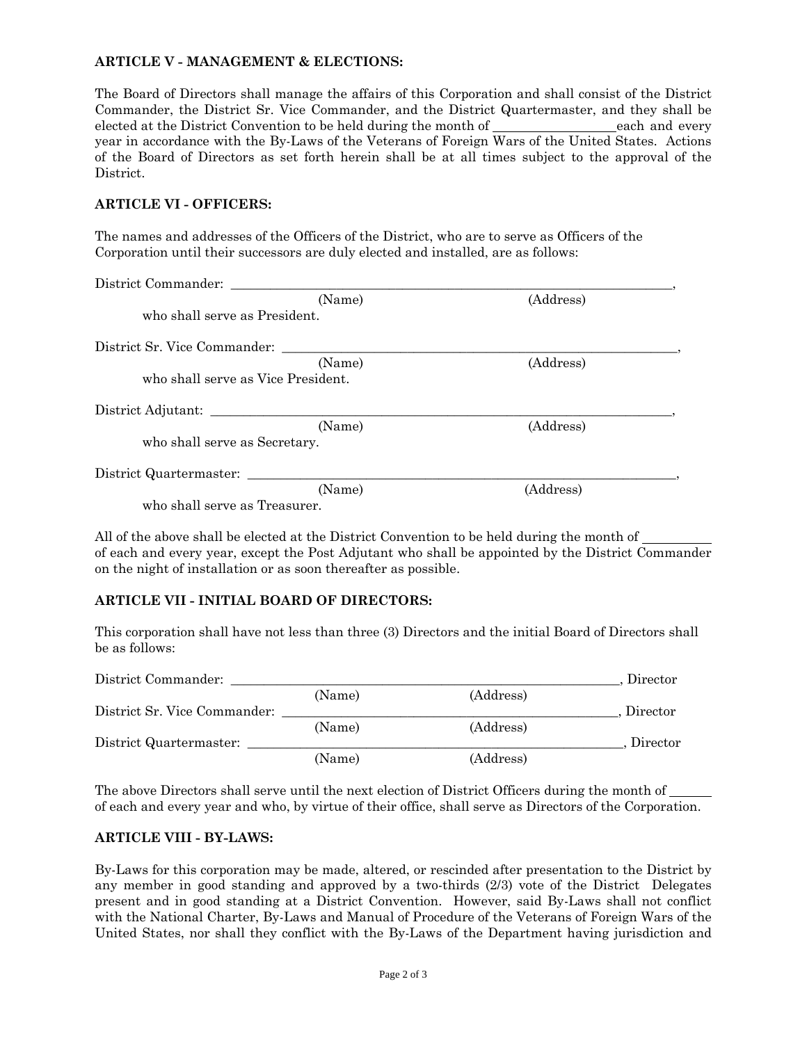**ARTICLE V - MANAGEMENT & ELECTIONS:**

The Board of Directors shall manage the affairs of this Corporation and shall consist of the District Commander, the District Sr. Vice Commander, and the District Quartermaster, and they shall be elected at the District Convention to be held during the month of __________________ each and every year in accordance with the By-Laws of the Veterans of Foreign Wars of the United States. Actions of the Board of Directors as set forth herein shall be at all times subject to the approval of the District.

**ARTICLE VI - OFFICERS:**

The names and addresses of the Officers of the District, who are to serve as Officers of the Corporation until their successors are duly elected and installed, are as follows:

District Commander: ____________________________________________________________________,
(Name) (Address)
who shall serve as President.

District Sr. Vice Commander: ____________________________________________________________,
(Name) (Address)
who shall serve as Vice President.

District Adjutant: ______________________________________________________________________,
(Name) (Address)
who shall serve as Secretary.

District Quartermaster: _________________________________________________________________,
(Name) (Address)
who shall serve as Treasurer.

All of the above shall be elected at the District Convention to be held during the month of __________ of each and every year, except the Post Adjutant who shall be appointed by the District Commander on the night of installation or as soon thereafter as possible.

**ARTICLE VII - INITIAL BOARD OF DIRECTORS:**

This corporation shall have not less than three (3) Directors and the initial Board of Directors shall be as follows:

District Commander: ______________________________________________________, Director
(Name) (Address)
District Sr. Vice Commander: _______________________________________________, Director
(Name) (Address)
District Quartermaster: ____________________________________________________, Director
(Name) (Address)

The above Directors shall serve until the next election of District Officers during the month of ______ of each and every year and who, by virtue of their office, shall serve as Directors of the Corporation.

**ARTICLE VIII - BY-LAWS:**

By-Laws for this corporation may be made, altered, or rescinded after presentation to the District by any member in good standing and approved by a two-thirds (2/3) vote of the District Delegates present and in good standing at a District Convention. However, said By-Laws shall not conflict with the National Charter, By-Laws and Manual of Procedure of the Veterans of Foreign Wars of the United States, nor shall they conflict with the By-Laws of the Department having jurisdiction and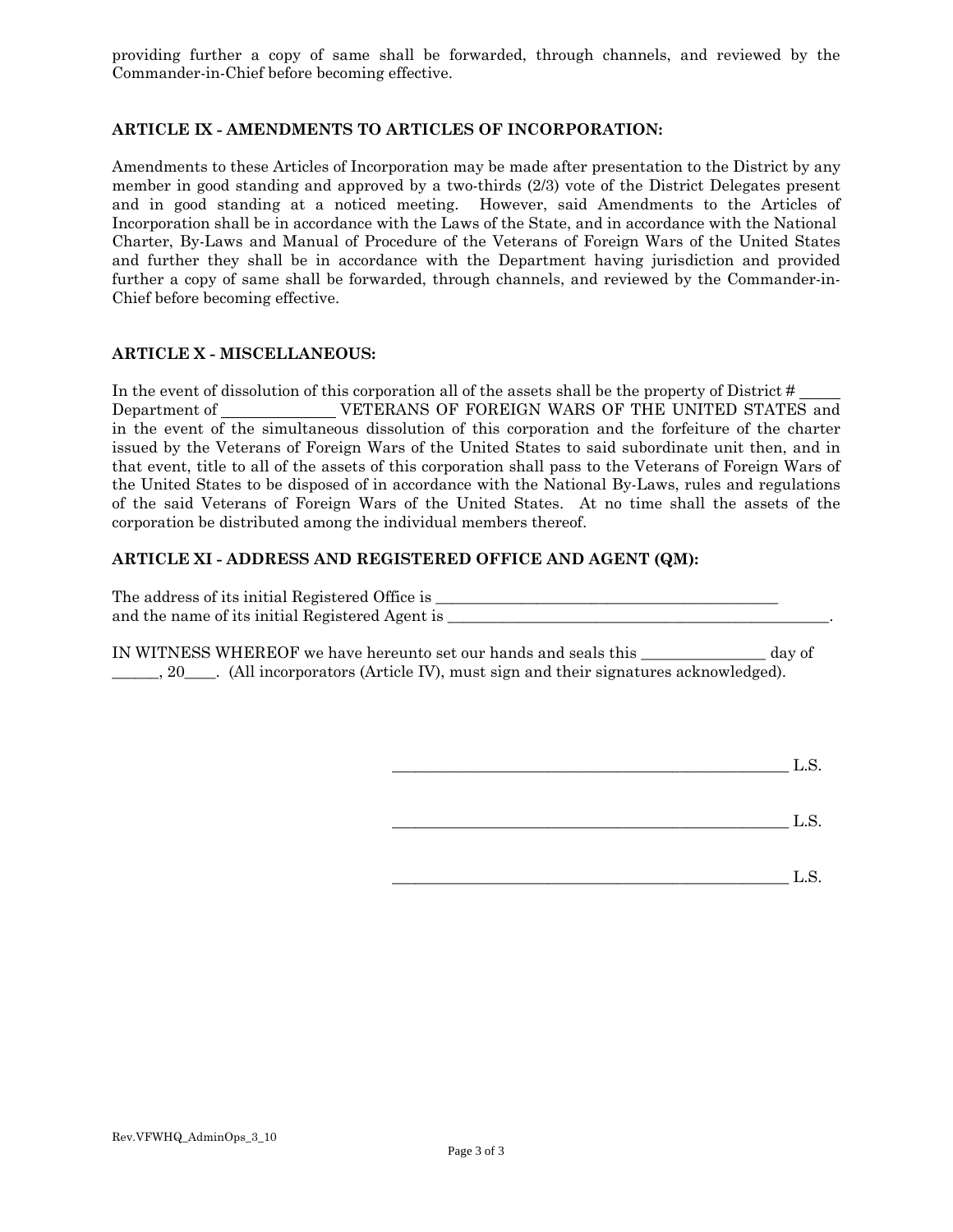providing further a copy of same shall be forwarded, through channels, and reviewed by the Commander-in-Chief before becoming effective.

### ARTICLE IX - AMENDMENTS TO ARTICLES OF INCORPORATION:

Amendments to these Articles of Incorporation may be made after presentation to the District by any member in good standing and approved by a two-thirds (2/3) vote of the District Delegates present and in good standing at a noticed meeting. However, said Amendments to the Articles of Incorporation shall be in accordance with the Laws of the State, and in accordance with the National Charter, By-Laws and Manual of Procedure of the Veterans of Foreign Wars of the United States and further they shall be in accordance with the Department having jurisdiction and provided further a copy of same shall be forwarded, through channels, and reviewed by the Commander-in-Chief before becoming effective.

### ARTICLE X - MISCELLANEOUS:

In the event of dissolution of this corporation all of the assets shall be the property of District # _____ Department of ______________ VETERANS OF FOREIGN WARS OF THE UNITED STATES and in the event of the simultaneous dissolution of this corporation and the forfeiture of the charter issued by the Veterans of Foreign Wars of the United States to said subordinate unit then, and in that event, title to all of the assets of this corporation shall pass to the Veterans of Foreign Wars of the United States to be disposed of in accordance with the National By-Laws, rules and regulations of the said Veterans of Foreign Wars of the United States. At no time shall the assets of the corporation be distributed among the individual members thereof.

### ARTICLE XI - ADDRESS AND REGISTERED OFFICE AND AGENT (QM):

The address of its initial Registered Office is ____________________________________________
and the name of its initial Registered Agent is __________________________________________________.

IN WITNESS WHEREOF we have hereunto set our hands and seals this _______________ day of ______, 20____. (All incorporators (Article IV), must sign and their signatures acknowledged).

____________________________________________________ L.S.

____________________________________________________ L.S.

____________________________________________________ L.S.

Rev.VFWHQ_AdminOps_3_10